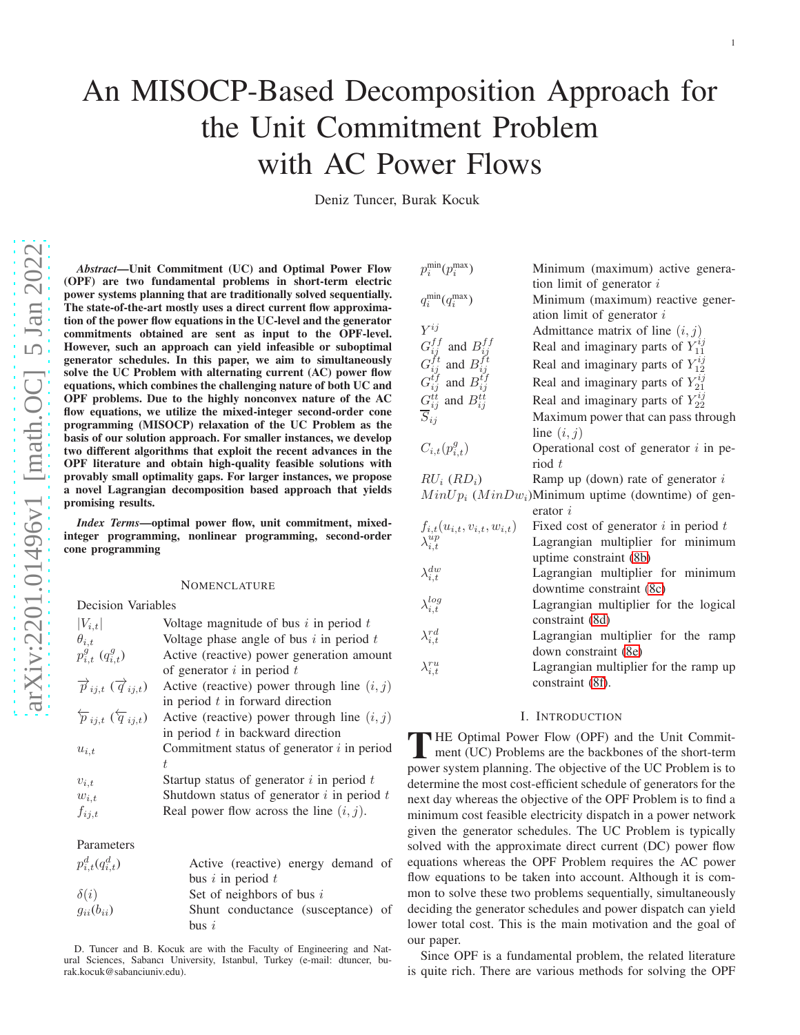# An MISOCP-Based Decomposition Approach for the Unit Commitment Problem with AC Power Flows

Deniz Tuncer, Burak Kocuk

***Abstract*—Unit Commitment (UC) and Optimal Power Flow (OPF) are two fundamental problems in short-term electric power systems planning that are traditionally solved sequentially. The state-of-the-art mostly uses a direct current flow approximation of the power flow equations in the UC-level and the generator commitments obtained are sent as input to the OPF-level. However, such an approach can yield infeasible or suboptimal generator schedules. In this paper, we aim to simultaneously solve the UC Problem with alternating current (AC) power flow equations, which combines the challenging nature of both UC and OPF problems. Due to the highly nonconvex nature of the AC flow equations, we utilize the mixed-integer second-order cone programming (MISOCP) relaxation of the UC Problem as the basis of our solution approach. For smaller instances, we develop two different algorithms that exploit the recent advances in the OPF literature and obtain high-quality feasible solutions with provably small optimality gaps. For larger instances, we propose a novel Lagrangian decomposition based approach that yields promising results.**

***Index Terms*—optimal power flow, unit commitment, mixed-integer programming, nonlinear programming, second-order cone programming**

## Nomenclature

Decision Variables

| | |
|---|---|
| $\lvert V_{i,t}\rvert$ | Voltage magnitude of bus $i$ in period $t$ |
| $\theta_{i,t}$ | Voltage phase angle of bus $i$ in period $t$ |
| $p^g_{i,t}$ ($q^g_{i,t}$) | Active (reactive) power generation amount of generator $i$ in period $t$ |
| $\overrightarrow{p}_{ij,t}$ ($\overrightarrow{q}_{ij,t}$) | Active (reactive) power through line $(i,j)$ in period $t$ in forward direction |
| $\overleftarrow{p}_{ij,t}$ ($\overleftarrow{q}_{ij,t}$) | Active (reactive) power through line $(i,j)$ in period $t$ in backward direction |
| $u_{i,t}$ | Commitment status of generator $i$ in period $t$ |
| $v_{i,t}$ | Startup status of generator $i$ in period $t$ |
| $w_{i,t}$ | Shutdown status of generator $i$ in period $t$ |
| $f_{ij,t}$ | Real power flow across the line $(i,j)$. |

Parameters

| | |
|---|---|
| $p^d_{i,t}$($q^d_{i,t}$) | Active (reactive) energy demand of bus $i$ in period $t$ |
| $\delta(i)$ | Set of neighbors of bus $i$ |
| $g_{ii}(b_{ii})$ | Shunt conductance (susceptance) of bus $i$ |
| $p^{\min}_i(p^{\max}_i)$ | Minimum (maximum) active generation limit of generator $i$ |
| $q^{\min}_i(q^{\max}_i)$ | Minimum (maximum) reactive generation limit of generator $i$ |
| $Y^{ij}$ | Admittance matrix of line $(i,j)$ |
| $G^{ff}_{ij}$ and $B^{ff}_{ij}$ | Real and imaginary parts of $Y^{ij}_{11}$ |
| $G^{ft}_{ij}$ and $B^{ft}_{ij}$ | Real and imaginary parts of $Y^{ij}_{12}$ |
| $G^{tf}_{ij}$ and $B^{tf}_{ij}$ | Real and imaginary parts of $Y^{ij}_{21}$ |
| $G^{tt}_{ij}$ and $B^{tt}_{ij}$ | Real and imaginary parts of $Y^{ij}_{22}$ |
| $\overline{S}_{ij}$ | Maximum power that can pass through line $(i,j)$ |
| $C_{i,t}(p^g_{i,t})$ | Operational cost of generator $i$ in period $t$ |
| $RU_i$ ($RD_i$) | Ramp up (down) rate of generator $i$ |
| $MinUp_i$ ($MinDw_i$) | Minimum uptime (downtime) of generator $i$ |
| $f_{i,t}(u_{i,t},v_{i,t},w_{i,t})$ | Fixed cost of generator $i$ in period $t$ |
| $\lambda^{up}_{i,t}$ | Lagrangian multiplier for minimum uptime constraint (8b) |
| $\lambda^{dw}_{i,t}$ | Lagrangian multiplier for minimum downtime constraint (8c) |
| $\lambda^{log}_{i,t}$ | Lagrangian multiplier for the logical constraint (8d) |
| $\lambda^{rd}_{i,t}$ | Lagrangian multiplier for the ramp down constraint (8e) |
| $\lambda^{ru}_{i,t}$ | Lagrangian multiplier for the ramp up constraint (8f). |

## I. Introduction

The Optimal Power Flow (OPF) and the Unit Commitment (UC) Problems are the backbones of the short-term power system planning. The objective of the UC Problem is to determine the most cost-efficient schedule of generators for the next day whereas the objective of the OPF Problem is to find a minimum cost feasible electricity dispatch in a power network given the generator schedules. The UC Problem is typically solved with the approximate direct current (DC) power flow equations whereas the OPF Problem requires the AC power flow equations to be taken into account. Although it is common to solve these two problems sequentially, simultaneously deciding the generator schedules and power dispatch can yield lower total cost. This is the main motivation and the goal of our paper.

Since OPF is a fundamental problem, the related literature is quite rich. There are various methods for solving the OPF

D. Tuncer and B. Kocuk are with the Faculty of Engineering and Natural Sciences, Sabancı University, Istanbul, Turkey (e-mail: dtuncer, burak.kocuk@sabanciuniv.edu).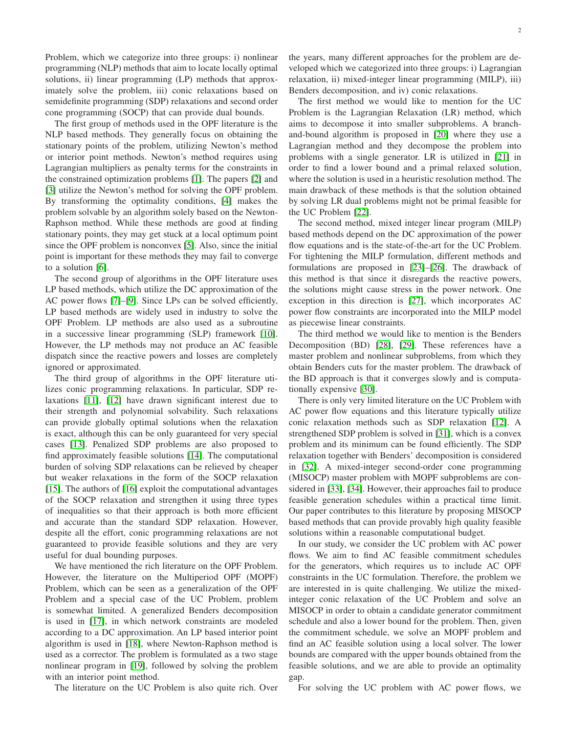Problem, which we categorize into three groups: i) nonlinear programming (NLP) methods that aim to locate locally optimal solutions, ii) linear programming (LP) methods that approximately solve the problem, iii) conic relaxations based on semidefinite programming (SDP) relaxations and second order cone programming (SOCP) that can provide dual bounds.

The first group of methods used in the OPF literature is the NLP based methods. They generally focus on obtaining the stationary points of the problem, utilizing Newton's method or interior point methods. Newton's method requires using Lagrangian multipliers as penalty terms for the constraints in the constrained optimization problems [1]. The papers [2] and [3] utilize the Newton's method for solving the OPF problem. By transforming the optimality conditions, [4] makes the problem solvable by an algorithm solely based on the Newton-Raphson method. While these methods are good at finding stationary points, they may get stuck at a local optimum point since the OPF problem is nonconvex [5]. Also, since the initial point is important for these methods they may fail to converge to a solution [6].

The second group of algorithms in the OPF literature uses LP based methods, which utilize the DC approximation of the AC power flows [7]–[9]. Since LPs can be solved efficiently, LP based methods are widely used in industry to solve the OPF Problem. LP methods are also used as a subroutine in a successive linear programming (SLP) framework [10]. However, the LP methods may not produce an AC feasible dispatch since the reactive powers and losses are completely ignored or approximated.

The third group of algorithms in the OPF literature utilizes conic programming relaxations. In particular, SDP relaxations [11], [12] have drawn significant interest due to their strength and polynomial solvability. Such relaxations can provide globally optimal solutions when the relaxation is exact, although this can be only guaranteed for very special cases [13]. Penalized SDP problems are also proposed to find approximately feasible solutions [14]. The computational burden of solving SDP relaxations can be relieved by cheaper but weaker relaxations in the form of the SOCP relaxation [15]. The authors of [16] exploit the computational advantages of the SOCP relaxation and strengthen it using three types of inequalities so that their approach is both more efficient and accurate than the standard SDP relaxation. However, despite all the effort, conic programming relaxations are not guaranteed to provide feasible solutions and they are very useful for dual bounding purposes.

We have mentioned the rich literature on the OPF Problem. However, the literature on the Multiperiod OPF (MOPF) Problem, which can be seen as a generalization of the OPF Problem and a special case of the UC Problem, problem is somewhat limited. A generalized Benders decomposition is used in [17], in which network constraints are modeled according to a DC approximation. An LP based interior point algorithm is used in [18], where Newton-Raphson method is used as a corrector. The problem is formulated as a two stage nonlinear program in [19], followed by solving the problem with an interior point method.

The literature on the UC Problem is also quite rich. Over the years, many different approaches for the problem are developed which we categorized into three groups: i) Lagrangian relaxation, ii) mixed-integer linear programming (MILP), iii) Benders decomposition, and iv) conic relaxations.

The first method we would like to mention for the UC Problem is the Lagrangian Relaxation (LR) method, which aims to decompose it into smaller subproblems. A branch-and-bound algorithm is proposed in [20] where they use a Lagrangian method and they decompose the problem into problems with a single generator. LR is utilized in [21] in order to find a lower bound and a primal relaxed solution, where the solution is used in a heuristic resolution method. The main drawback of these methods is that the solution obtained by solving LR dual problems might not be primal feasible for the UC Problem [22].

The second method, mixed integer linear program (MILP) based methods depend on the DC approximation of the power flow equations and is the state-of-the-art for the UC Problem. For tightening the MILP formulation, different methods and formulations are proposed in [23]–[26]. The drawback of this method is that since it disregards the reactive powers, the solutions might cause stress in the power network. One exception in this direction is [27], which incorporates AC power flow constraints are incorporated into the MILP model as piecewise linear constraints.

The third method we would like to mention is the Benders Decomposition (BD) [28], [29]. These references have a master problem and nonlinear subproblems, from which they obtain Benders cuts for the master problem. The drawback of the BD approach is that it converges slowly and is computationally expensive [30].

There is only very limited literature on the UC Problem with AC power flow equations and this literature typically utilize conic relaxation methods such as SDP relaxation [12]. A strengthened SDP problem is solved in [31], which is a convex problem and its minimum can be found efficiently. The SDP relaxation together with Benders' decomposition is considered in [32]. A mixed-integer second-order cone programming (MISOCP) master problem with MOPF subproblems are considered in [33], [34]. However, their approaches fail to produce feasible generation schedules within a practical time limit. Our paper contributes to this literature by proposing MISOCP based methods that can provide provably high quality feasible solutions within a reasonable computational budget.

In our study, we consider the UC problem with AC power flows. We aim to find AC feasible commitment schedules for the generators, which requires us to include AC OPF constraints in the UC formulation. Therefore, the problem we are interested in is quite challenging. We utilize the mixed-integer conic relaxation of the UC Problem and solve an MISOCP in order to obtain a candidate generator commitment schedule and also a lower bound for the problem. Then, given the commitment schedule, we solve an MOPF problem and find an AC feasible solution using a local solver. The lower bounds are compared with the upper bounds obtained from the feasible solutions, and we are able to provide an optimality gap.

For solving the UC problem with AC power flows, we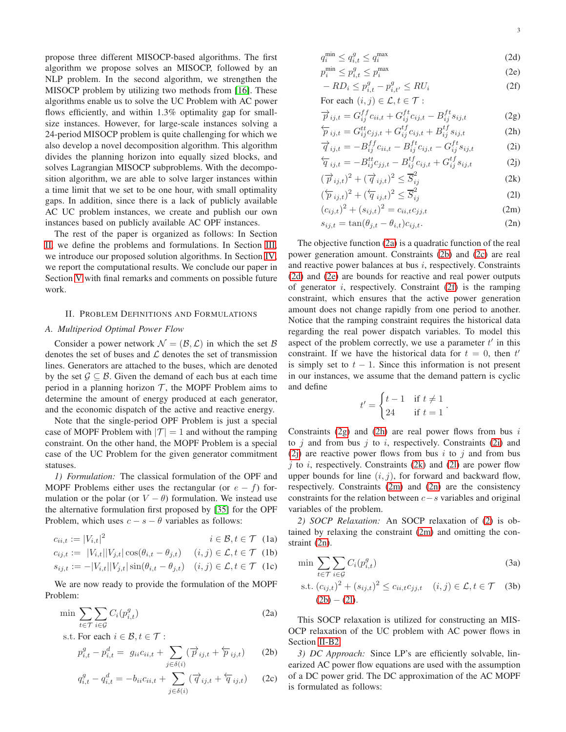propose three different MISOCP-based algorithms. The first algorithm we propose solves an MISOCP, followed by an NLP problem. In the second algorithm, we strengthen the MISOCP problem by utilizing two methods from [16]. These algorithms enable us to solve the UC Problem with AC power flows efficiently, and within 1.3% optimality gap for small-size instances. However, for large-scale instances solving a 24-period MISOCP problem is quite challenging for which we also develop a novel decomposition algorithm. This algorithm divides the planning horizon into equally sized blocks, and solves Lagrangian MISOCP subproblems. With the decomposition algorithm, we are able to solve larger instances within a time limit that we set to be one hour, with small optimality gaps. In addition, since there is a lack of publicly available AC UC problem instances, we create and publish our own instances based on publicly available AC OPF instances.

The rest of the paper is organized as follows: In Section II, we define the problems and formulations. In Section III, we introduce our proposed solution algorithms. In Section IV, we report the computational results. We conclude our paper in Section V with final remarks and comments on possible future work.

## II. Problem Definitions and Formulations

### A. Multiperiod Optimal Power Flow

Consider a power network $\mathcal{N} = (\mathcal{B}, \mathcal{L})$ in which the set $\mathcal{B}$ denotes the set of buses and $\mathcal{L}$ denotes the set of transmission lines. Generators are attached to the buses, which are denoted by the set $\mathcal{G} \subseteq \mathcal{B}$. Given the demand of each bus at each time period in a planning horizon $\mathcal{T}$, the MOPF Problem aims to determine the amount of energy produced at each generator, and the economic dispatch of the active and reactive energy.

Note that the single-period OPF Problem is just a special case of MOPF Problem with $|\mathcal{T}| = 1$ and without the ramping constraint. On the other hand, the MOPF Problem is a special case of the UC Problem for the given generator commitment statuses.

*1) Formulation:* The classical formulation of the OPF and MOPF Problems either uses the rectangular (or $e-f$) formulation or the polar (or $V-\theta$) formulation. We instead use the alternative formulation first proposed by [35] for the OPF Problem, which uses $c-s-\theta$ variables as follows:

$$c_{ii,t} := |V_{i,t}|^2 \qquad i \in \mathcal{B}, t \in \mathcal{T} \quad \text{(1a)}$$

$$c_{ij,t} := |V_{i,t}||V_{j,t}|\cos(\theta_{i,t} - \theta_{j,t}) \qquad (i,j) \in \mathcal{L}, t \in \mathcal{T} \quad \text{(1b)}$$

$$s_{ij,t} := -|V_{i,t}||V_{j,t}|\sin(\theta_{i,t} - \theta_{j,t}) \qquad (i,j) \in \mathcal{L}, t \in \mathcal{T} \quad \text{(1c)}$$

We are now ready to provide the formulation of the MOPF Problem:

$$\min \sum_{t\in\mathcal{T}} \sum_{i\in\mathcal{G}} C_i(p^g_{i,t}) \quad \text{(2a)}$$

s.t. For each $i \in \mathcal{B}, t \in \mathcal{T}$ :

$$p^g_{i,t} - p^d_{i,t} = g_{ii}c_{ii,t} + \sum_{j\in\delta(i)} (\overrightarrow{p}_{ij,t} + \overleftarrow{p}_{ij,t}) \quad \text{(2b)}$$

$$q^g_{i,t} - q^d_{i,t} = -b_{ii}c_{ii,t} + \sum_{j\in\delta(i)} (\overrightarrow{q}_{ij,t} + \overleftarrow{q}_{ij,t}) \quad \text{(2c)}$$

$$q^{\min}_i \leq q^g_{i,t} \leq q^{\max}_i \quad \text{(2d)}$$

$$p^{\min}_i \leq p^g_{i,t} \leq p^{\max}_i \quad \text{(2e)}$$

$$-RD_i \leq p^g_{i,t} - p^g_{i,t'} \leq RU_i \quad \text{(2f)}$$

For each $(i,j) \in \mathcal{L}, t \in \mathcal{T}$ :

$$\overrightarrow{p}_{ij,t} = G^{ff}_{ij}c_{ii,t} + G^{ft}_{ij}c_{ij,t} - B^{ft}_{ij}s_{ij,t} \quad \text{(2g)}$$

$$\overleftarrow{p}_{ij,t} = G^{tt}_{ij}c_{jj,t} + G^{tf}_{ij}c_{ij,t} + B^{tf}_{ij}s_{ij,t} \quad \text{(2h)}$$

$$\overrightarrow{q}_{ij,t} = -B^{ff}_{ij}c_{ii,t} - B^{ft}_{ij}c_{ij,t} - G^{ft}_{ij}s_{ij,t} \quad \text{(2i)}$$

$$\overleftarrow{q}_{ij,t} = -B^{tt}_{ij}c_{jj,t} - B^{tf}_{ij}c_{ij,t} + G^{tf}_{ij}s_{ij,t} \quad \text{(2j)}$$

$$(\overrightarrow{p}_{ij,t})^2 + (\overrightarrow{q}_{ij,t})^2 \leq \overline{S}^2_{ij} \quad \text{(2k)}$$

$$(\overleftarrow{p}_{ij,t})^2 + (\overleftarrow{q}_{ij,t})^2 \leq \overline{S}^2_{ij} \quad \text{(2l)}$$

$$(c_{ij,t})^2 + (s_{ij,t})^2 = c_{ii,t}c_{jj,t} \quad \text{(2m)}$$

$$s_{ij,t} = \tan(\theta_{j,t} - \theta_{i,t})c_{ij,t}. \quad \text{(2n)}$$

The objective function (2a) is a quadratic function of the real power generation amount. Constraints (2b) and (2c) are real and reactive power balances at bus $i$, respectively. Constraints (2d) and (2e) are bounds for reactive and real power outputs of generator $i$, respectively. Constraint (2f) is the ramping constraint, which ensures that the active power generation amount does not change rapidly from one period to another. Notice that the ramping constraint requires the historical data regarding the real power dispatch variables. To model this aspect of the problem correctly, we use a parameter $t'$ in this constraint. If we have the historical data for $t = 0$, then $t'$ is simply set to $t-1$. Since this information is not present in our instances, we assume that the demand pattern is cyclic and define

$$t' = \begin{cases} t-1 & \text{if } t \neq 1 \\ 24 & \text{if } t = 1 \end{cases}.$$

Constraints (2g) and (2h) are real power flows from bus $i$ to $j$ and from bus $j$ to $i$, respectively. Constraints (2i) and (2j) are reactive power flows from bus $i$ to $j$ and from bus $j$ to $i$, respectively. Constraints (2k) and (2l) are power flow upper bounds for line $(i,j)$, for forward and backward flow, respectively. Constraints (2m) and (2n) are the consistency constraints for the relation between $c-s$ variables and original variables of the problem.

*2) SOCP Relaxation:* An SOCP relaxation of (2) is obtained by relaxing the constraint (2m) and omitting the constraint (2n).

$$\min \sum_{t\in\mathcal{T}} \sum_{i\in\mathcal{G}} C_i(p^g_{i,t}) \quad \text{(3a)}$$

$$\text{s.t. } (c_{ij,t})^2 + (s_{ij,t})^2 \leq c_{ii,t}c_{jj,t} \quad (i,j) \in \mathcal{L}, t \in \mathcal{T} \quad \text{(3b)}$$

(2b) – (2l).

This SOCP relaxation is utilized for constructing an MISOCP relaxation of the UC problem with AC power flows in Section II-B2.

*3) DC Approach:* Since LP's are efficiently solvable, linearized AC power flow equations are used with the assumption of a DC power grid. The DC approximation of the AC MOPF is formulated as follows: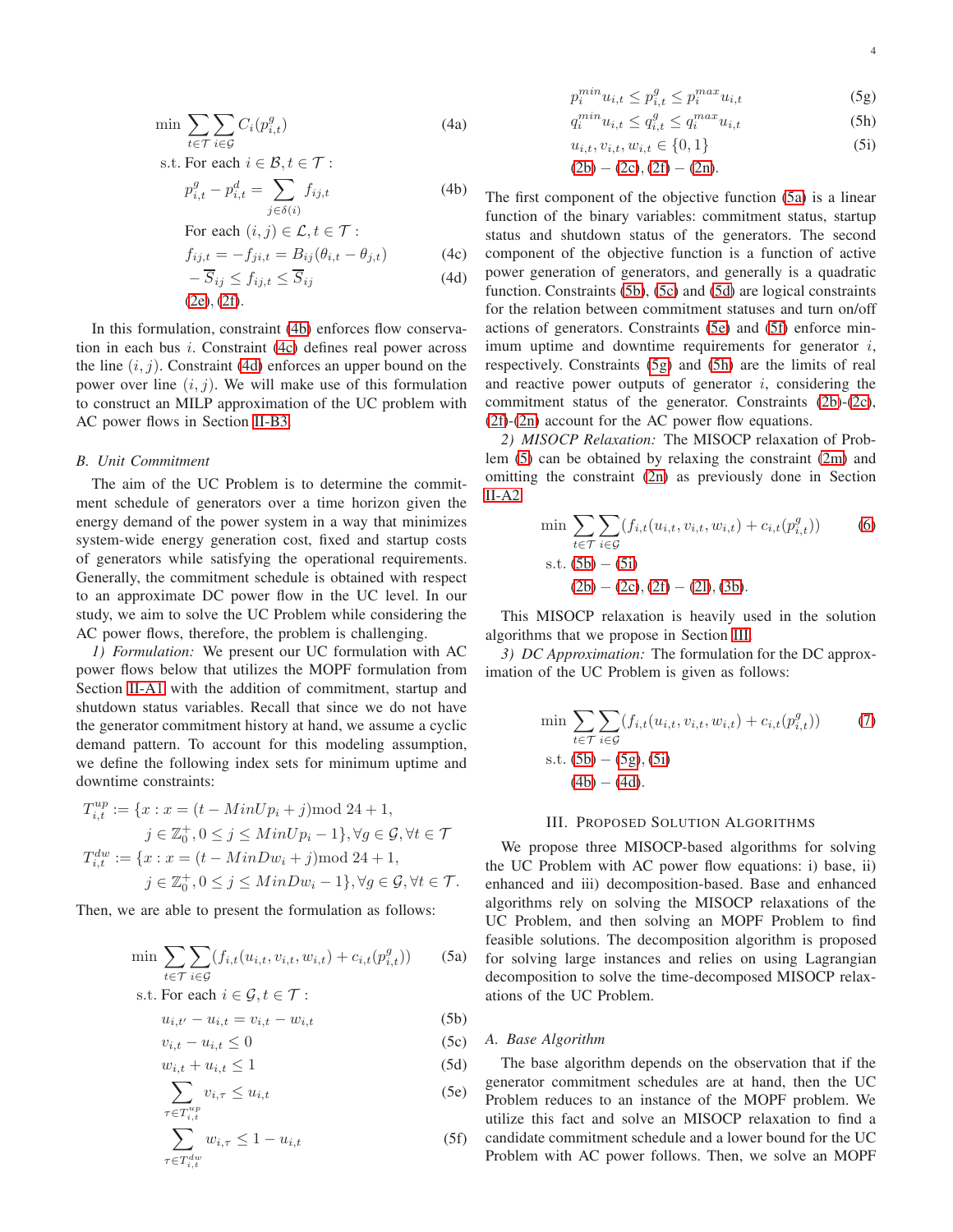$$
\begin{aligned}
\min \; & \sum_{t\in\mathcal{T}} \sum_{i\in\mathcal{G}} C_i(p^g_{i,t}) && \text{(4a)}\\
\text{s.t. } & \text{For each } i \in \mathcal{B}, t \in \mathcal{T}: \\
& p^g_{i,t} - p^d_{i,t} = \sum_{j\in\delta(i)} f_{ij,t} && \text{(4b)}\\
& \text{For each } (i,j) \in \mathcal{L}, t \in \mathcal{T}: \\
& f_{ij,t} = -f_{ji,t} = B_{ij}(\theta_{i,t} - \theta_{j,t}) && \text{(4c)}\\
& -\overline{S}_{ij} \le f_{ij,t} \le \overline{S}_{ij} && \text{(4d)}\\
& \text{(2e), (2f).}
\end{aligned}
$$

In this formulation, constraint (4b) enforces flow conservation in each bus $i$. Constraint (4c) defines real power across the line $(i,j)$. Constraint (4d) enforces an upper bound on the power over line $(i,j)$. We will make use of this formulation to construct an MILP approximation of the UC problem with AC power flows in Section II-B3.

### B. Unit Commitment

The aim of the UC Problem is to determine the commitment schedule of generators over a time horizon given the energy demand of the power system in a way that minimizes system-wide energy generation cost, fixed and startup costs of generators while satisfying the operational requirements. Generally, the commitment schedule is obtained with respect to an approximate DC power flow in the UC level. In our study, we aim to solve the UC Problem while considering the AC power flows, therefore, the problem is challenging.

*1) Formulation:* We present our UC formulation with AC power flows below that utilizes the MOPF formulation from Section II-A1 with the addition of commitment, startup and shutdown status variables. Recall that since we do not have the generator commitment history at hand, we assume a cyclic demand pattern. To account for this modeling assumption, we define the following index sets for minimum uptime and downtime constraints:

$$
\begin{aligned}
T^{up}_{i,t} &:= \{x : x = (t - MinUp_i + j) \bmod 24 + 1, \\
&\qquad j \in \mathbb{Z}^+_0, 0 \le j \le MinUp_i - 1\}, \forall g \in \mathcal{G}, \forall t \in \mathcal{T} \\
T^{dw}_{i,t} &:= \{x : x = (t - MinDw_i + j) \bmod 24 + 1, \\
&\qquad j \in \mathbb{Z}^+_0, 0 \le j \le MinDw_i - 1\}, \forall g \in \mathcal{G}, \forall t \in \mathcal{T}.
\end{aligned}
$$

Then, we are able to present the formulation as follows:

$$
\begin{aligned}
\min \; & \sum_{t\in\mathcal{T}} \sum_{i\in\mathcal{G}} (f_{i,t}(u_{i,t}, v_{i,t}, w_{i,t}) + c_{i,t}(p^g_{i,t})) && \text{(5a)}\\
\text{s.t. } & \text{For each } i \in \mathcal{G}, t \in \mathcal{T}: \\
& u_{i,t'} - u_{i,t} = v_{i,t} - w_{i,t} && \text{(5b)}\\
& v_{i,t} - u_{i,t} \le 0 && \text{(5c)}\\
& w_{i,t} + u_{i,t} \le 1 && \text{(5d)}\\
& \sum_{\tau \in T^{up}_{i,t}} v_{i,\tau} \le u_{i,t} && \text{(5e)}\\
& \sum_{\tau \in T^{dw}_{i,t}} w_{i,\tau} \le 1 - u_{i,t} && \text{(5f)}\\
& p^{min}_i u_{i,t} \le p^g_{i,t} \le p^{max}_i u_{i,t} && \text{(5g)}\\
& q^{min}_i u_{i,t} \le q^g_{i,t} \le q^{max}_i u_{i,t} && \text{(5h)}\\
& u_{i,t}, v_{i,t}, w_{i,t} \in \{0,1\} && \text{(5i)}\\
& \text{(2b)} - \text{(2c)}, \text{(2f)} - \text{(2n)}.
\end{aligned}
$$

The first component of the objective function (5a) is a linear function of the binary variables: commitment status, startup status and shutdown status of the generators. The second component of the objective function is a function of active power generation of generators, and generally is a quadratic function. Constraints (5b), (5c) and (5d) are logical constraints for the relation between commitment statuses and turn on/off actions of generators. Constraints (5e) and (5f) enforce minimum uptime and downtime requirements for generator $i$, respectively. Constraints (5g) and (5h) are the limits of real and reactive power outputs of generator $i$, considering the commitment status of the generator. Constraints (2b)-(2c), (2f)-(2n) account for the AC power flow equations.

*2) MISOCP Relaxation:* The MISOCP relaxation of Problem (5) can be obtained by relaxing the constraint (2m) and omitting the constraint (2n) as previously done in Section II-A2

$$
\begin{aligned}
\min \; & \sum_{t\in\mathcal{T}} \sum_{i\in\mathcal{G}} (f_{i,t}(u_{i,t}, v_{i,t}, w_{i,t}) + c_{i,t}(p^g_{i,t})) && \text{(6)}\\
\text{s.t. } & \text{(5b)} - \text{(5i)} \\
& \text{(2b)} - \text{(2c)}, \text{(2f)} - \text{(2l)}, \text{(3b)}.
\end{aligned}
$$

This MISOCP relaxation is heavily used in the solution algorithms that we propose in Section III.

*3) DC Approximation:* The formulation for the DC approximation of the UC Problem is given as follows:

$$
\begin{aligned}
\min \; & \sum_{t\in\mathcal{T}} \sum_{i\in\mathcal{G}} (f_{i,t}(u_{i,t}, v_{i,t}, w_{i,t}) + c_{i,t}(p^g_{i,t})) && \text{(7)}\\
\text{s.t. } & \text{(5b)} - \text{(5g)}, \text{(5i)} \\
& \text{(4b)} - \text{(4d)}.
\end{aligned}
$$

## III. Proposed Solution Algorithms

We propose three MISOCP-based algorithms for solving the UC Problem with AC power flow equations: i) base, ii) enhanced and iii) decomposition-based. Base and enhanced algorithms rely on solving the MISOCP relaxations of the UC Problem, and then solving an MOPF Problem to find feasible solutions. The decomposition algorithm is proposed for solving large instances and relies on using Lagrangian decomposition to solve the time-decomposed MISOCP relaxations of the UC Problem.

### A. Base Algorithm

The base algorithm depends on the observation that if the generator commitment schedules are at hand, then the UC Problem reduces to an instance of the MOPF problem. We utilize this fact and solve an MISOCP relaxation to find a candidate commitment schedule and a lower bound for the UC Problem with AC power follows. Then, we solve an MOPF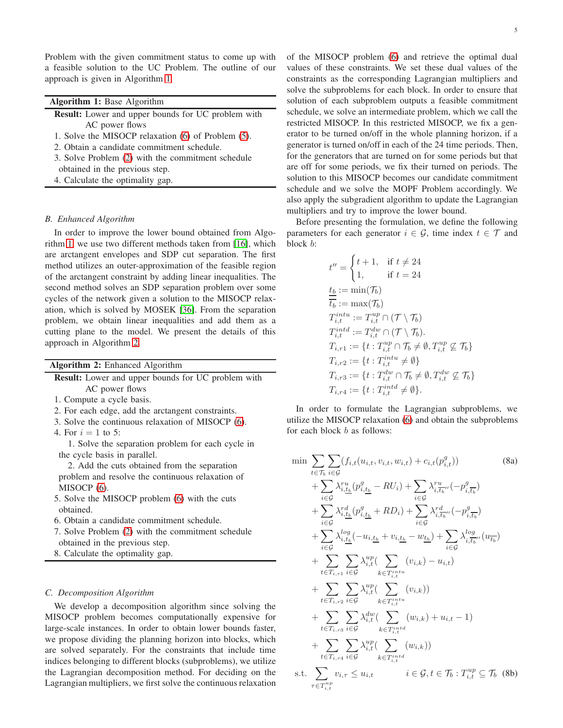Problem with the given commitment status to come up with a feasible solution to the UC Problem. The outline of our approach is given in Algorithm 1.

**Algorithm 1:** Base Algorithm

**Result:** Lower and upper bounds for UC problem with AC power flows

1. Solve the MISOCP relaxation (6) of Problem (5).
2. Obtain a candidate commitment schedule.
3. Solve Problem (2) with the commitment schedule obtained in the previous step.
4. Calculate the optimality gap.

### B. Enhanced Algorithm

In order to improve the lower bound obtained from Algorithm 1, we use two different methods taken from [16], which are arctangent envelopes and SDP cut separation. The first method utilizes an outer-approximation of the feasible region of the arctangent constraint by adding linear inequalities. The second method solves an SDP separation problem over some cycles of the network given a solution to the MISOCP relaxation, which is solved by MOSEK [36]. From the separation problem, we obtain linear inequalities and add them as a cutting plane to the model. We present the details of this approach in Algorithm 2.

**Algorithm 2:** Enhanced Algorithm

**Result:** Lower and upper bounds for UC problem with AC power flows

1. Compute a cycle basis.
2. For each edge, add the arctangent constraints.
3. Solve the continuous relaxation of MISOCP (6).
4. For $i = 1$ to 5:
   1. Solve the separation problem for each cycle in the cycle basis in parallel.
   2. Add the cuts obtained from the separation problem and resolve the continuous relaxation of MISOCP (6).
5. Solve the MISOCP problem (6) with the cuts obtained.
6. Obtain a candidate commitment schedule.
7. Solve Problem (2) with the commitment schedule obtained in the previous step.
8. Calculate the optimality gap.

### C. Decomposition Algorithm

We develop a decomposition algorithm since solving the MISOCP problem becomes computationally expensive for large-scale instances. In order to obtain lower bounds faster, we propose dividing the planning horizon into blocks, which are solved separately. For the constraints that include time indices belonging to different blocks (subproblems), we utilize the Lagrangian decomposition method. For deciding on the Lagrangian multipliers, we first solve the continuous relaxation of the MISOCP problem (6) and retrieve the optimal dual values of these constraints. We set these dual values of the constraints as the corresponding Lagrangian multipliers and solve the subproblems for each block. In order to ensure that solution of each subproblem outputs a feasible commitment schedule, we solve an intermediate problem, which we call the restricted MISOCP. In this restricted MISOCP, we fix a generator to be turned on/off in the whole planning horizon, if a generator is turned on/off in each of the 24 time periods. Then, for the generators that are turned on for some periods but that are off for some periods, we fix their turned on periods. The solution to this MISOCP becomes our candidate commitment schedule and we solve the MOPF Problem accordingly. We also apply the subgradient algorithm to update the Lagrangian multipliers and try to improve the lower bound.

Before presenting the formulation, we define the following parameters for each generator $i \in \mathcal{G}$, time index $t \in \mathcal{T}$ and block $b$:

$$
\begin{aligned}
&t'' = \begin{cases} t+1, & \text{if } t \neq 24 \\ 1, & \text{if } t = 24 \end{cases} \\
&\underline{t_b} := \min(\mathcal{T}_b) \\
&\overline{t_b} := \max(\mathcal{T}_b) \\
&T^{intu}_{i,t} := T^{up}_{i,t} \cap (\mathcal{T} \setminus \mathcal{T}_b) \\
&T^{intd}_{i,t} := T^{dw}_{i,t} \cap (\mathcal{T} \setminus \mathcal{T}_b). \\
&T_{i,r1} := \{t : T^{up}_{i,t} \cap \mathcal{T}_b \neq \emptyset, T^{up}_{i,t} \not\subseteq \mathcal{T}_b\} \\
&T_{i,r2} := \{t : T^{intu}_{i,t} \neq \emptyset\} \\
&T_{i,r3} := \{t : T^{dw}_{i,t} \cap \mathcal{T}_b \neq \emptyset, T^{dw}_{i,t} \not\subseteq \mathcal{T}_b\} \\
&T_{i,r4} := \{t : T^{intd}_{i,t} \neq \emptyset\}.
\end{aligned}
$$

In order to formulate the Lagrangian subproblems, we utilize the MISOCP relaxation (6) and obtain the subproblems for each block $b$ as follows:

$$
\begin{aligned}
\min \ & \sum_{t \in \mathcal{T}_b} \sum_{i \in \mathcal{G}} (f_{i,t}(u_{i,t}, v_{i,t}, w_{i,t}) + c_{i,t}(p^g_{i,t})) && \text{(8a)} \\
&+ \sum_{i \in \mathcal{G}} \lambda^{ru}_{i,\underline{t_b}} (p^g_{i,\underline{t_b}} - RU_i) + \sum_{i \in \mathcal{G}} \lambda^{ru}_{i,\overline{t_b}''} (-p^g_{i,\overline{t_b}}) \\
&+ \sum_{i \in \mathcal{G}} \lambda^{rd}_{i,\underline{t_b}} (p^g_{i,\underline{t_b}} + RD_i) + \sum_{i \in \mathcal{G}} \lambda^{rd}_{i,\overline{t_b}''} (-p^g_{i,\overline{t_b}}) \\
&+ \sum_{i \in \mathcal{G}} \lambda^{log}_{i,\underline{t_b}} (-u_{i,\underline{t_b}} + v_{i,\underline{t_b}} - w_{\underline{t_b}}) + \sum_{i \in \mathcal{G}} \lambda^{log}_{i,\overline{t_b}''} (u_{\overline{t_b}}) \\
&+ \sum_{t \in T_{i,r1}} \sum_{i \in \mathcal{G}} \lambda^{up}_{i,t} \Big( \sum_{k \in T^{intu}_{i,t}} (v_{i,k}) - u_{i,t} \Big) \\
&+ \sum_{t \in T_{i,r2}} \sum_{i \in \mathcal{G}} \lambda^{up}_{i,t} \Big( \sum_{k \in T^{intu}_{i,t}} (v_{i,k}) \Big) \\
&+ \sum_{t \in T_{i,r3}} \sum_{i \in \mathcal{G}} \lambda^{dw}_{i,t} \Big( \sum_{k \in T^{intd}_{i,t}} (w_{i,k}) + u_{i,t} - 1 \Big) \\
&+ \sum_{t \in T_{i,r4}} \sum_{i \in \mathcal{G}} \lambda^{up}_{i,t} \Big( \sum_{k \in T^{intd}_{i,t}} (w_{i,k}) \Big) \\
\text{s.t.} \ & \sum_{\tau \in T^{up}_{i,t}} v_{i,\tau} \leq u_{i,t} \qquad i \in \mathcal{G}, t \in \mathcal{T}_b : T^{up}_{i,t} \subseteq \mathcal{T}_b && \text{(8b)}
\end{aligned}
$$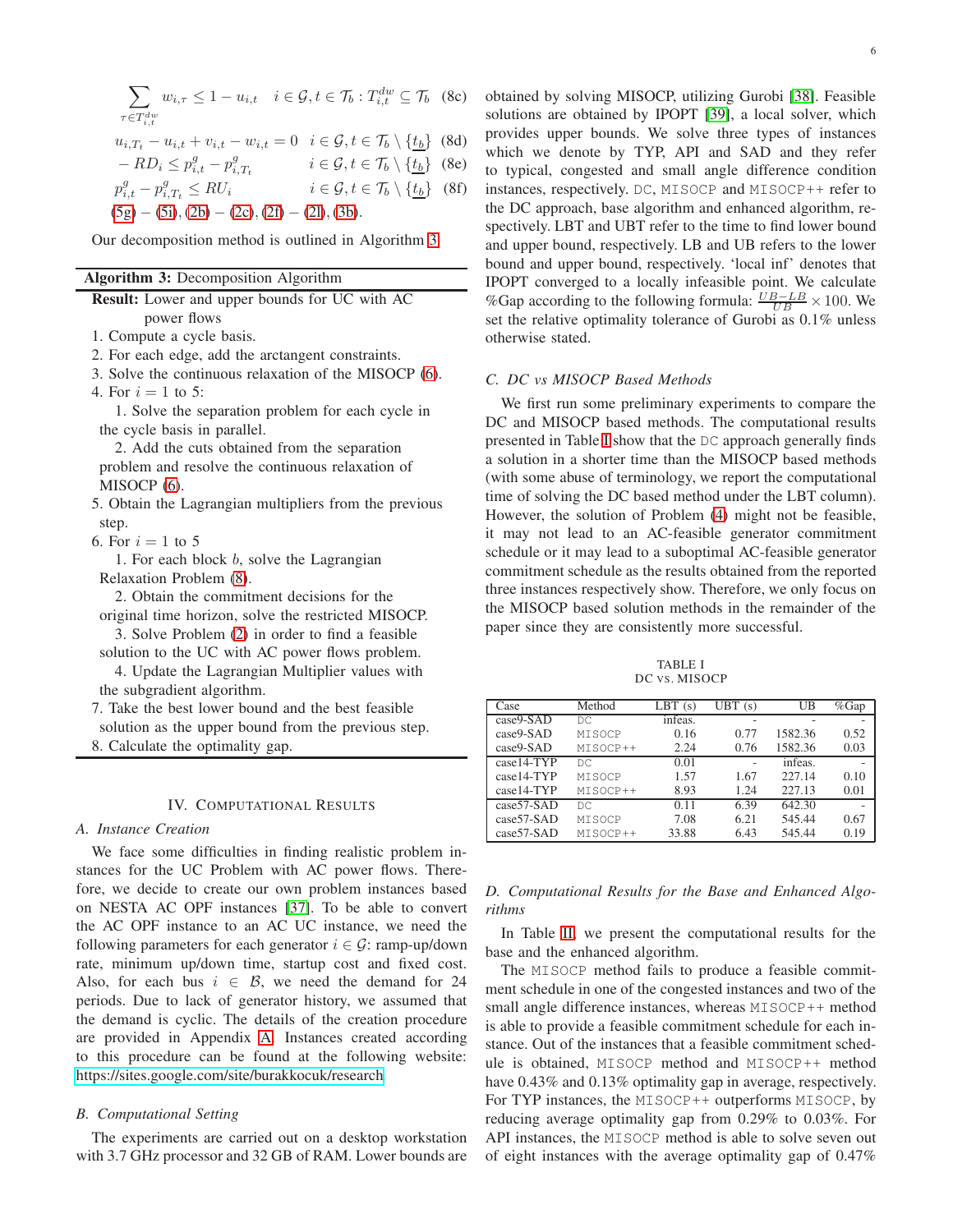$$\sum_{\tau \in T_{i,t}^{dw}} w_{i,\tau} \leq 1 - u_{i,t} \quad i \in \mathcal{G}, t \in \mathcal{T}_b : T_{i,t}^{dw} \subseteq \mathcal{T}_b \quad (8c)$$

$$u_{i,T_t} - u_{i,t} + v_{i,t} - w_{i,t} = 0 \quad i \in \mathcal{G}, t \in \mathcal{T}_b \setminus \{\underline{t_b}\} \quad (8d)$$

$$-RD_i \leq p_{i,t}^g - p_{i,T_t}^g \quad i \in \mathcal{G}, t \in \mathcal{T}_b \setminus \{\underline{t_b}\} \quad (8e)$$

$$p_{i,t}^g - p_{i,T_t}^g \leq RU_i \quad i \in \mathcal{G}, t \in \mathcal{T}_b \setminus \{\underline{t_b}\} \quad (8f)$$

(5g) − (5i), (2b) − (2c), (2f) − (2l), (3b).

Our decomposition method is outlined in Algorithm 3.

**Algorithm 3:** Decomposition Algorithm

**Result:** Lower and upper bounds for UC with AC power flows

1. Compute a cycle basis.
2. For each edge, add the arctangent constraints.
3. Solve the continuous relaxation of the MISOCP (6).
4. For $i = 1$ to 5:
   1. Solve the separation problem for each cycle in the cycle basis in parallel.
   2. Add the cuts obtained from the separation problem and resolve the continuous relaxation of MISOCP (6).
5. Obtain the Lagrangian multipliers from the previous step.
6. For $i = 1$ to 5
   1. For each block $b$, solve the Lagrangian Relaxation Problem (8).
   2. Obtain the commitment decisions for the original time horizon, solve the restricted MISOCP.
   3. Solve Problem (2) in order to find a feasible solution to the UC with AC power flows problem.
   4. Update the Lagrangian Multiplier values with the subgradient algorithm.
7. Take the best lower bound and the best feasible solution as the upper bound from the previous step.
8. Calculate the optimality gap.

## IV. Computational Results

### A. Instance Creation

We face some difficulties in finding realistic problem instances for the UC Problem with AC power flows. Therefore, we decide to create our own problem instances based on NESTA AC OPF instances [37]. To be able to convert the AC OPF instance to an AC UC instance, we need the following parameters for each generator $i \in \mathcal{G}$: ramp-up/down rate, minimum up/down time, startup cost and fixed cost. Also, for each bus $i \in \mathcal{B}$, we need the demand for 24 periods. Due to lack of generator history, we assumed that the demand is cyclic. The details of the creation procedure are provided in Appendix A. Instances created according to this procedure can be found at the following website: https://sites.google.com/site/burakkocuk/research

### B. Computational Setting

The experiments are carried out on a desktop workstation with 3.7 GHz processor and 32 GB of RAM. Lower bounds are obtained by solving MISOCP, utilizing Gurobi [38]. Feasible solutions are obtained by IPOPT [39], a local solver, which provides upper bounds. We solve three types of instances which we denote by TYP, API and SAD and they refer to typical, congested and small angle difference condition instances, respectively. DC, MISOCP and MISOCP++ refer to the DC approach, base algorithm and enhanced algorithm, respectively. LBT and UBT refer to the time to find lower bound and upper bound, respectively. LB and UB refers to the lower bound and upper bound, respectively. 'local inf' denotes that IPOPT converged to a locally infeasible point. We calculate %Gap according to the following formula: $\frac{UB-LB}{UB} \times 100$. We set the relative optimality tolerance of Gurobi as 0.1% unless otherwise stated.

### C. DC vs MISOCP Based Methods

We first run some preliminary experiments to compare the DC and MISOCP based methods. The computational results presented in Table I show that the DC approach generally finds a solution in a shorter time than the MISOCP based methods (with some abuse of terminology, we report the computational time of solving the DC based method under the LBT column). However, the solution of Problem (4) might not be feasible, it may not lead to an AC-feasible generator commitment schedule or it may lead to a suboptimal AC-feasible generator commitment schedule as the results obtained from the reported three instances respectively show. Therefore, we only focus on the MISOCP based solution methods in the remainder of the paper since they are consistently more successful.

TABLE I
DC vs. MISOCP

| Case | Method | LBT (s) | UBT (s) | UB | %Gap |
|---|---|---|---|---|---|
| case9-SAD | DC | infeas. | - | - | - |
| case9-SAD | MISOCP | 0.16 | 0.77 | 1582.36 | 0.52 |
| case9-SAD | MISOCP++ | 2.24 | 0.76 | 1582.36 | 0.03 |
| case14-TYP | DC | 0.01 | - | infeas. | - |
| case14-TYP | MISOCP | 1.57 | 1.67 | 227.14 | 0.10 |
| case14-TYP | MISOCP++ | 8.93 | 1.24 | 227.13 | 0.01 |
| case57-SAD | DC | 0.11 | 6.39 | 642.30 | - |
| case57-SAD | MISOCP | 7.08 | 6.21 | 545.44 | 0.67 |
| case57-SAD | MISOCP++ | 33.88 | 6.43 | 545.44 | 0.19 |

### D. Computational Results for the Base and Enhanced Algorithms

In Table II, we present the computational results for the base and the enhanced algorithm.

The MISOCP method fails to produce a feasible commitment schedule in one of the congested instances and two of the small angle difference instances, whereas MISOCP++ method is able to provide a feasible commitment schedule for each instance. Out of the instances that a feasible commitment schedule is obtained, MISOCP method and MISOCP++ method have 0.43% and 0.13% optimality gap in average, respectively. For TYP instances, the MISOCP++ outperforms MISOCP, by reducing average optimality gap from 0.29% to 0.03%. For API instances, the MISOCP method is able to solve seven out of eight instances with the average optimality gap of 0.47%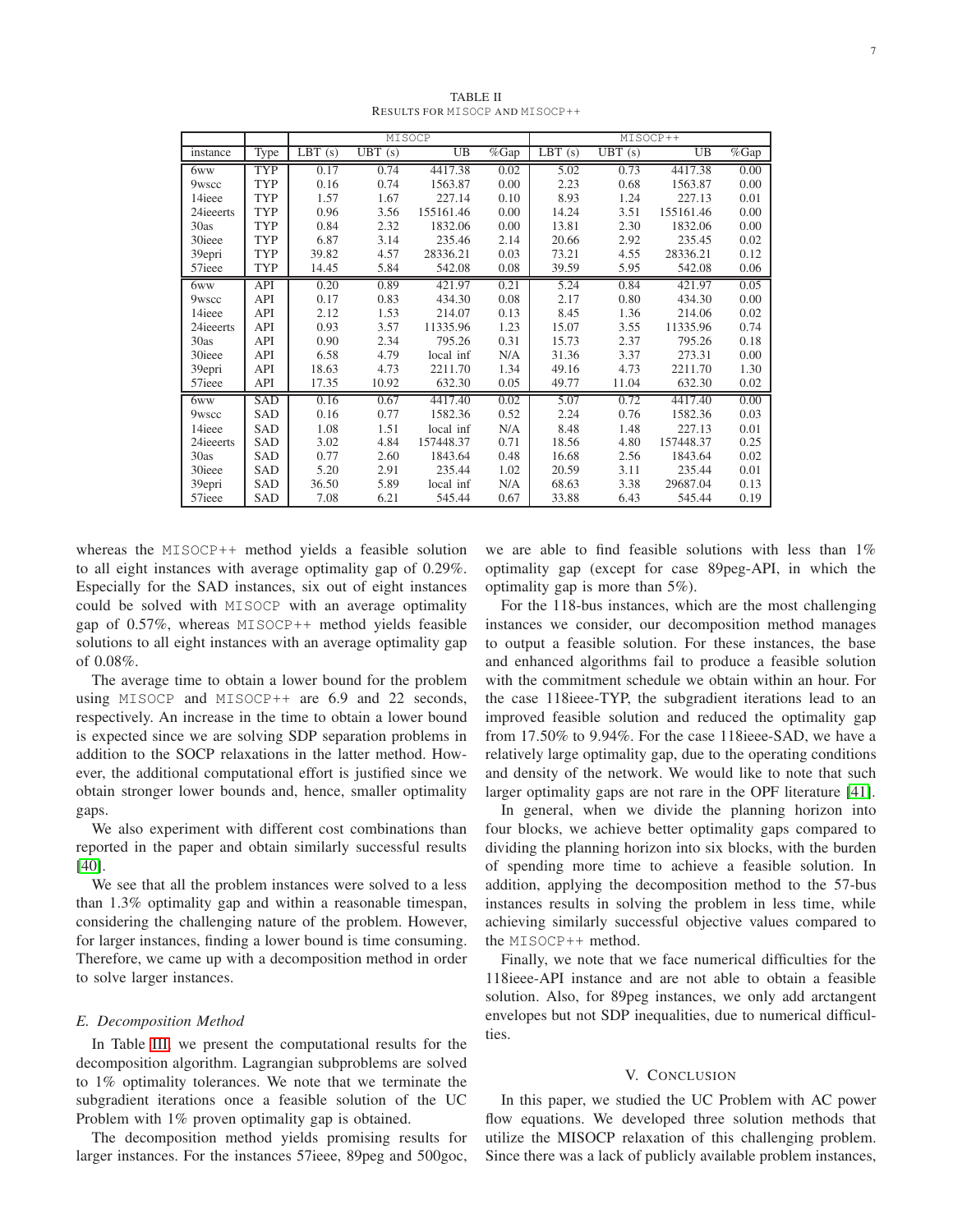TABLE II
RESULTS FOR MISOCP AND MISOCP++

| | | MISOCP | | | | MISOCP++ | | | |
|---|---|---|---|---|---|---|---|---|---|
| instance | Type | LBT (s) | UBT (s) | UB | %Gap | LBT (s) | UBT (s) | UB | %Gap |
| 6ww | TYP | 0.17 | 0.74 | 4417.38 | 0.02 | 5.02 | 0.73 | 4417.38 | 0.00 |
| 9wscc | TYP | 0.16 | 0.74 | 1563.87 | 0.00 | 2.23 | 0.68 | 1563.87 | 0.00 |
| 14ieee | TYP | 1.57 | 1.67 | 227.14 | 0.10 | 8.93 | 1.24 | 227.13 | 0.01 |
| 24ieeerts | TYP | 0.96 | 3.56 | 155161.46 | 0.00 | 14.24 | 3.51 | 155161.46 | 0.00 |
| 30as | TYP | 0.84 | 2.32 | 1832.06 | 0.00 | 13.81 | 2.30 | 1832.06 | 0.00 |
| 30ieee | TYP | 6.87 | 3.14 | 235.46 | 2.14 | 20.66 | 2.92 | 235.45 | 0.02 |
| 39epri | TYP | 39.82 | 4.57 | 28336.21 | 0.03 | 73.21 | 4.55 | 28336.21 | 0.12 |
| 57ieee | TYP | 14.45 | 5.84 | 542.08 | 0.08 | 39.59 | 5.95 | 542.08 | 0.06 |
| 6ww | API | 0.20 | 0.89 | 421.97 | 0.21 | 5.24 | 0.84 | 421.97 | 0.05 |
| 9wscc | API | 0.17 | 0.83 | 434.30 | 0.08 | 2.17 | 0.80 | 434.30 | 0.00 |
| 14ieee | API | 2.12 | 1.53 | 214.07 | 0.13 | 8.45 | 1.36 | 214.06 | 0.02 |
| 24ieeerts | API | 0.93 | 3.57 | 11335.96 | 1.23 | 15.07 | 3.55 | 11335.96 | 0.74 |
| 30as | API | 0.90 | 2.34 | 795.26 | 0.31 | 15.73 | 2.37 | 795.26 | 0.18 |
| 30ieee | API | 6.58 | 4.79 | local inf | N/A | 31.36 | 3.37 | 273.31 | 0.00 |
| 39epri | API | 18.63 | 4.73 | 2211.70 | 1.34 | 49.16 | 4.73 | 2211.70 | 1.30 |
| 57ieee | API | 17.35 | 10.92 | 632.30 | 0.05 | 49.77 | 11.04 | 632.30 | 0.02 |
| 6ww | SAD | 0.16 | 0.67 | 4417.40 | 0.02 | 5.07 | 0.72 | 4417.40 | 0.00 |
| 9wscc | SAD | 0.16 | 0.77 | 1582.36 | 0.52 | 2.24 | 0.76 | 1582.36 | 0.03 |
| 14ieee | SAD | 1.08 | 1.51 | local inf | N/A | 8.48 | 1.48 | 227.13 | 0.01 |
| 24ieeerts | SAD | 3.02 | 4.84 | 157448.37 | 0.71 | 18.56 | 4.80 | 157448.37 | 0.25 |
| 30as | SAD | 0.77 | 2.60 | 1843.64 | 0.48 | 16.68 | 2.56 | 1843.64 | 0.02 |
| 30ieee | SAD | 5.20 | 2.91 | 235.44 | 1.02 | 20.59 | 3.11 | 235.44 | 0.01 |
| 39epri | SAD | 36.50 | 5.89 | local inf | N/A | 68.63 | 3.38 | 29687.04 | 0.13 |
| 57ieee | SAD | 7.08 | 6.21 | 545.44 | 0.67 | 33.88 | 6.43 | 545.44 | 0.19 |

whereas the MISOCP++ method yields a feasible solution to all eight instances with average optimality gap of 0.29%. Especially for the SAD instances, six out of eight instances could be solved with MISOCP with an average optimality gap of 0.57%, whereas MISOCP++ method yields feasible solutions to all eight instances with an average optimality gap of 0.08%.

The average time to obtain a lower bound for the problem using MISOCP and MISOCP++ are 6.9 and 22 seconds, respectively. An increase in the time to obtain a lower bound is expected since we are solving SDP separation problems in addition to the SOCP relaxations in the latter method. However, the additional computational effort is justified since we obtain stronger lower bounds and, hence, smaller optimality gaps.

We also experiment with different cost combinations than reported in the paper and obtain similarly successful results [40].

We see that all the problem instances were solved to a less than 1.3% optimality gap and within a reasonable timespan, considering the challenging nature of the problem. However, for larger instances, finding a lower bound is time consuming. Therefore, we came up with a decomposition method in order to solve larger instances.

### E. Decomposition Method

In Table III, we present the computational results for the decomposition algorithm. Lagrangian subproblems are solved to 1% optimality tolerances. We note that we terminate the subgradient iterations once a feasible solution of the UC Problem with 1% proven optimality gap is obtained.

The decomposition method yields promising results for larger instances. For the instances 57ieee, 89peg and 500goc, we are able to find feasible solutions with less than 1% optimality gap (except for case 89peg-API, in which the optimality gap is more than 5%).

For the 118-bus instances, which are the most challenging instances we consider, our decomposition method manages to output a feasible solution. For these instances, the base and enhanced algorithms fail to produce a feasible solution with the commitment schedule we obtain within an hour. For the case 118ieee-TYP, the subgradient iterations lead to an improved feasible solution and reduced the optimality gap from 17.50% to 9.94%. For the case 118ieee-SAD, we have a relatively large optimality gap, due to the operating conditions and density of the network. We would like to note that such larger optimality gaps are not rare in the OPF literature [41].

In general, when we divide the planning horizon into four blocks, we achieve better optimality gaps compared to dividing the planning horizon into six blocks, with the burden of spending more time to achieve a feasible solution. In addition, applying the decomposition method to the 57-bus instances results in solving the problem in less time, while achieving similarly successful objective values compared to the MISOCP++ method.

Finally, we note that we face numerical difficulties for the 118ieee-API instance and are not able to obtain a feasible solution. Also, for 89peg instances, we only add arctangent envelopes but not SDP inequalities, due to numerical difficulties.

## V. CONCLUSION

In this paper, we studied the UC Problem with AC power flow equations. We developed three solution methods that utilize the MISOCP relaxation of this challenging problem. Since there was a lack of publicly available problem instances,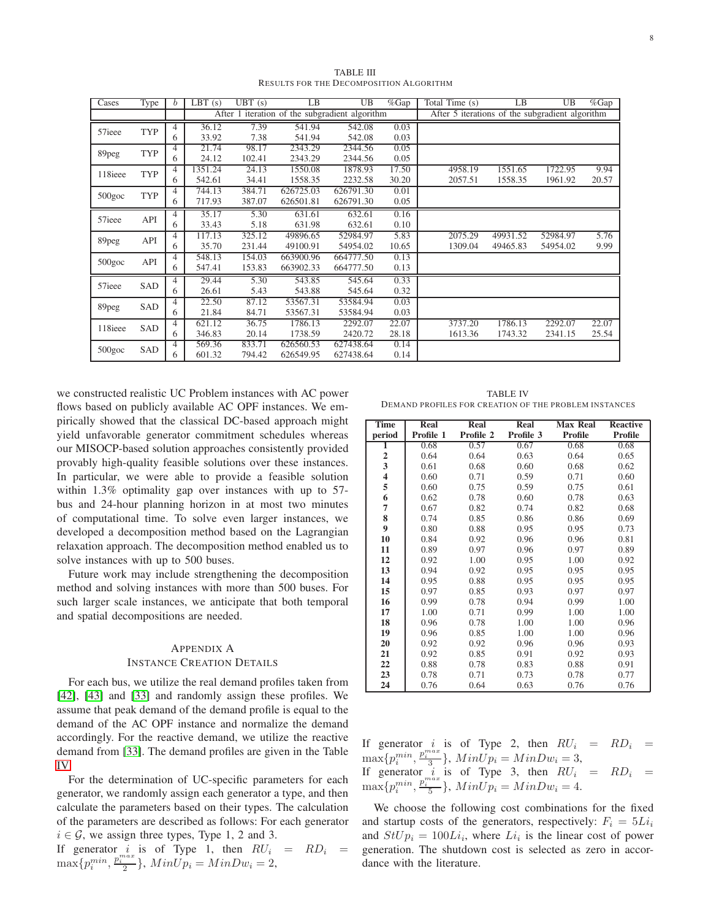TABLE III
RESULTS FOR THE DECOMPOSITION ALGORITHM

| Cases | Type | $b$ | LBT (s) | UBT (s) | LB | UB | %Gap | Total Time (s) | LB | UB | %Gap |
|---|---|---|---|---|---|---|---|---|---|---|---|
| | | | After 1 iteration of the subgradient algorithm | | | | | After 5 iterations of the subgradient algorithm | | | |
| 57ieee | TYP | 4 | 36.12 | 7.39 | 541.94 | 542.08 | 0.03 | | | | |
| | | 6 | 33.92 | 7.38 | 541.94 | 542.08 | 0.03 | | | | |
| 89peg | TYP | 4 | 21.74 | 98.17 | 2343.29 | 2344.56 | 0.05 | | | | |
| | | 6 | 24.12 | 102.41 | 2343.29 | 2344.56 | 0.05 | | | | |
| 118ieee | TYP | 4 | 1351.24 | 24.13 | 1550.08 | 1878.93 | 17.50 | 4958.19 | 1551.65 | 1722.95 | 9.94 |
| | | 6 | 542.61 | 34.41 | 1558.35 | 2232.58 | 30.20 | 2057.51 | 1558.35 | 1961.92 | 20.57 |
| 500goc | TYP | 4 | 744.13 | 384.71 | 626725.03 | 626791.30 | 0.01 | | | | |
| | | 6 | 717.93 | 387.07 | 626501.81 | 626791.30 | 0.05 | | | | |
| 57ieee | API | 4 | 35.17 | 5.30 | 631.61 | 632.61 | 0.16 | | | | |
| | | 6 | 33.43 | 5.18 | 631.98 | 632.61 | 0.10 | | | | |
| 89peg | API | 4 | 117.13 | 325.12 | 49896.65 | 52984.97 | 5.83 | 2075.29 | 49931.52 | 52984.97 | 5.76 |
| | | 6 | 35.70 | 231.44 | 49100.91 | 54954.02 | 10.65 | 1309.04 | 49465.83 | 54954.02 | 9.99 |
| 500goc | API | 4 | 548.13 | 154.03 | 663900.96 | 664777.50 | 0.13 | | | | |
| | | 6 | 547.41 | 153.83 | 663902.33 | 664777.50 | 0.13 | | | | |
| 57ieee | SAD | 4 | 29.44 | 5.30 | 543.85 | 545.64 | 0.33 | | | | |
| | | 6 | 26.61 | 5.43 | 543.88 | 545.64 | 0.32 | | | | |
| 89peg | SAD | 4 | 22.50 | 87.12 | 53567.31 | 53584.94 | 0.03 | | | | |
| | | 6 | 21.84 | 84.71 | 53567.31 | 53584.94 | 0.03 | | | | |
| 118ieee | SAD | 4 | 621.12 | 36.75 | 1786.13 | 2292.07 | 22.07 | 3737.20 | 1786.13 | 2292.07 | 22.07 |
| | | 6 | 346.83 | 20.14 | 1738.59 | 2420.72 | 28.18 | 1613.36 | 1743.32 | 2341.15 | 25.54 |
| 500goc | SAD | 4 | 569.36 | 833.71 | 626560.53 | 627438.64 | 0.14 | | | | |
| | | 6 | 601.32 | 794.42 | 626549.95 | 627438.64 | 0.14 | | | | |

we constructed realistic UC Problem instances with AC power flows based on publicly available AC OPF instances. We empirically showed that the classical DC-based approach might yield unfavorable generator commitment schedules whereas our MISOCP-based solution approaches consistently provided provably high-quality feasible solutions over these instances. In particular, we were able to provide a feasible solution within 1.3% optimality gap over instances with up to 57-bus and 24-hour planning horizon in at most two minutes of computational time. To solve even larger instances, we developed a decomposition method based on the Lagrangian relaxation approach. The decomposition method enabled us to solve instances with up to 500 buses.

Future work may include strengthening the decomposition method and solving instances with more than 500 buses. For such larger scale instances, we anticipate that both temporal and spatial decompositions are needed.

## APPENDIX A
## INSTANCE CREATION DETAILS

For each bus, we utilize the real demand profiles taken from [42], [43] and [33] and randomly assign these profiles. We assume that peak demand of the demand profile is equal to the demand of the AC OPF instance and normalize the demand accordingly. For the reactive demand, we utilize the reactive demand from [33]. The demand profiles are given in the Table IV.

For the determination of UC-specific parameters for each generator, we randomly assign each generator a type, and then calculate the parameters based on their types. The calculation of the parameters are described as follows: For each generator $i \in \mathcal{G}$, we assign three types, Type 1, 2 and 3.

If generator $i$ is of Type 1, then $RU_i = RD_i = \max\{p_i^{min}, \frac{p_i^{max}}{2}\}$, $MinUp_i = MinDw_i = 2$,

TABLE IV
DEMAND PROFILES FOR CREATION OF THE PROBLEM INSTANCES

| Time period | Real Profile 1 | Real Profile 2 | Real Profile 3 | Max Real Profile | Reactive Profile |
|---|---|---|---|---|---|
| **1** | 0.68 | 0.57 | 0.67 | 0.68 | 0.68 |
| **2** | 0.64 | 0.64 | 0.63 | 0.64 | 0.65 |
| **3** | 0.61 | 0.68 | 0.60 | 0.68 | 0.62 |
| **4** | 0.60 | 0.71 | 0.59 | 0.71 | 0.60 |
| **5** | 0.60 | 0.75 | 0.59 | 0.75 | 0.61 |
| **6** | 0.62 | 0.78 | 0.60 | 0.78 | 0.63 |
| **7** | 0.67 | 0.82 | 0.74 | 0.82 | 0.68 |
| **8** | 0.74 | 0.85 | 0.86 | 0.86 | 0.69 |
| **9** | 0.80 | 0.88 | 0.95 | 0.95 | 0.73 |
| **10** | 0.84 | 0.92 | 0.96 | 0.96 | 0.81 |
| **11** | 0.89 | 0.97 | 0.96 | 0.97 | 0.89 |
| **12** | 0.92 | 1.00 | 0.95 | 1.00 | 0.92 |
| **13** | 0.94 | 0.92 | 0.95 | 0.95 | 0.95 |
| **14** | 0.95 | 0.88 | 0.95 | 0.95 | 0.95 |
| **15** | 0.97 | 0.85 | 0.93 | 0.97 | 0.97 |
| **16** | 0.99 | 0.78 | 0.94 | 0.99 | 1.00 |
| **17** | 1.00 | 0.71 | 0.99 | 1.00 | 1.00 |
| **18** | 0.96 | 0.78 | 1.00 | 1.00 | 0.96 |
| **19** | 0.96 | 0.85 | 1.00 | 1.00 | 0.96 |
| **20** | 0.92 | 0.92 | 0.96 | 0.96 | 0.93 |
| **21** | 0.92 | 0.85 | 0.91 | 0.92 | 0.93 |
| **22** | 0.88 | 0.78 | 0.83 | 0.88 | 0.91 |
| **23** | 0.78 | 0.71 | 0.73 | 0.78 | 0.77 |
| **24** | 0.76 | 0.64 | 0.63 | 0.76 | 0.76 |

If generator $i$ is of Type 2, then $RU_i = RD_i = \max\{p_i^{min}, \frac{p_i^{max}}{3}\}$, $MinUp_i = MinDw_i = 3$,
If generator $i$ is of Type 3, then $RU_i = RD_i = \max\{p_i^{min}, \frac{p_i^{max}}{5}\}$, $MinUp_i = MinDw_i = 4$.

We choose the following cost combinations for the fixed and startup costs of the generators, respectively: $F_i = 5Li_i$ and $StUp_i = 100Li_i$, where $Li_i$ is the linear cost of power generation. The shutdown cost is selected as zero in accordance with the literature.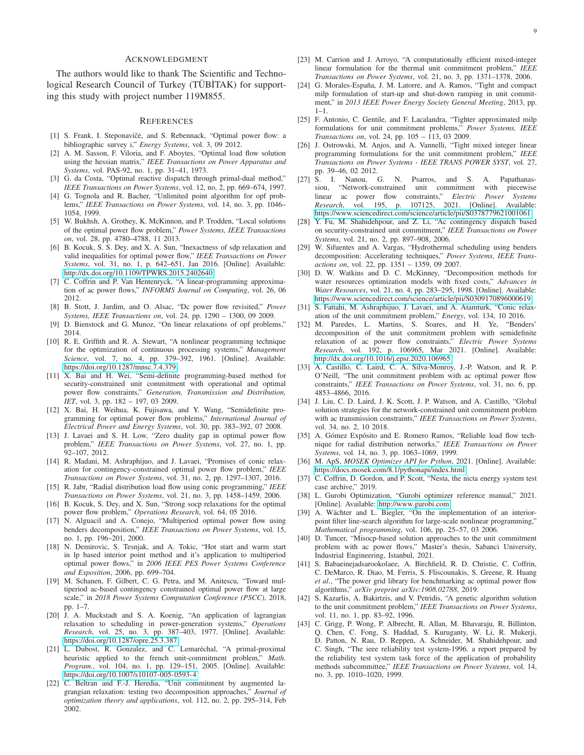## Acknowledgment

The authors would like to thank The Scientific and Technological Research Council of Turkey (TÜBİTAK) for supporting this study with project number 119M855.

## References

[1] S. Frank, I. Steponavičė, and S. Rebennack, "Optimal power flow: a bibliographic survey i," *Energy Systems*, vol. 3, 09 2012.

[2] A. M. Sasson, F. Viloria, and F. Aboytes, "Optimal load flow solution using the hessian matrix," *IEEE Transactions on Power Apparatus and Systems*, vol. PAS-92, no. 1, pp. 31–41, 1973.

[3] G. da Costa, "Optimal reactive dispatch through primal-dual method," *IEEE Transactions on Power Systems*, vol. 12, no. 2, pp. 669–674, 1997.

[4] G. Tognola and R. Bacher, "Unlimited point algorithm for opf problems," *IEEE Transactions on Power Systems*, vol. 14, no. 3, pp. 1046–1054, 1999.

[5] W. Bukhsh, A. Grothey, K. McKinnon, and P. Trodden, "Local solutions of the optimal power flow problem," *Power Systems, IEEE Transactions on*, vol. 28, pp. 4780–4788, 11 2013.

[6] B. Kocuk, S. S. Dey, and X. A. Sun, "Inexactness of sdp relaxation and valid inequalities for optimal power flow," *IEEE Transactions on Power Systems*, vol. 31, no. 1, p. 642–651, Jan 2016. [Online]. Available: http://dx.doi.org/10.1109/TPWRS.2015.2402640

[7] C. Coffrin and P. Van Hentenryck, "A linear-programming approximation of ac power flows," *INFORMS Journal on Computing*, vol. 26, 06 2012.

[8] B. Stott, J. Jardim, and O. Alsac, "Dc power flow revisited," *Power Systems, IEEE Transactions on*, vol. 24, pp. 1290 – 1300, 09 2009.

[9] D. Bienstock and G. Munoz, "On linear relaxations of opf problems," 2014.

[10] R. E. Griffith and R. A. Stewart, "A nonlinear programming technique for the optimization of continuous processing systems," *Management Science*, vol. 7, no. 4, pp. 379–392, 1961. [Online]. Available: https://doi.org/10.1287/mnsc.7.4.379

[11] X. Bai and H. Wei, "Semi-definite programming-based method for security-constrained unit commitment with operational and optimal power flow constraints," *Generation, Transmission and Distribution, IET*, vol. 3, pp. 182 – 197, 03 2009.

[12] X. Bai, H. Weihua, K. Fujisawa, and Y. Wang, "Semidefinite programming for optimal power flow problems," *International Journal of Electrical Power and Energy Systems*, vol. 30, pp. 383–392, 07 2008.

[13] J. Lavaei and S. H. Low, "Zero duality gap in optimal power flow problem," *IEEE Transactions on Power Systems*, vol. 27, no. 1, pp. 92–107, 2012.

[14] R. Madani, M. Ashraphijuo, and J. Lavaei, "Promises of conic relaxation for contingency-constrained optimal power flow problem," *IEEE Transactions on Power Systems*, vol. 31, no. 2, pp. 1297–1307, 2016.

[15] R. Jabr, "Radial distribution load flow using conic programming," *IEEE Transactions on Power Systems*, vol. 21, no. 3, pp. 1458–1459, 2006.

[16] B. Kocuk, S. Dey, and X. Sun, "Strong socp relaxations for the optimal power flow problem," *Operations Research*, vol. 64, 05 2016.

[17] N. Alguacil and A. Conejo, "Multiperiod optimal power flow using benders decomposition," *IEEE Transactions on Power Systems*, vol. 15, no. 1, pp. 196–201, 2000.

[18] N. Demirovic, S. Tesnjak, and A. Tokic, "Hot start and warm start in lp based interior point method and it's application to multiperiod optimal power flows," in *2006 IEEE PES Power Systems Conference and Exposition*, 2006, pp. 699–704.

[19] M. Schanen, F. Gilbert, C. G. Petra, and M. Anitescu, "Toward multiperiod ac-based contingency constrained optimal power flow at large scale," in *2018 Power Systems Computation Conference (PSCC)*, 2018, pp. 1–7.

[20] J. A. Muckstadt and S. A. Koenig, "An application of lagrangian relaxation to scheduling in power-generation systems," *Operations Research*, vol. 25, no. 3, pp. 387–403, 1977. [Online]. Available: https://doi.org/10.1287/opre.25.3.387

[21] L. Dubost, R. Gonzalez, and C. Lemaréchal, "A primal-proximal heuristic applied to the french unit-commitment problem," *Math. Program.*, vol. 104, no. 1, pp. 129–151, 2005. [Online]. Available: https://doi.org/10.1007/s10107-005-0593-4

[22] C. Beltran and F.-J. Heredia, "Unit commitment by augmented lagrangian relaxation: testing two decomposition approaches," *Journal of optimization theory and applications*, vol. 112, no. 2, pp. 295–314, Feb 2002.

[23] M. Carrion and J. Arroyo, "A computationally efficient mixed-integer linear formulation for the thermal unit commitment problem," *IEEE Transactions on Power Systems*, vol. 21, no. 3, pp. 1371–1378, 2006.

[24] G. Morales-España, J. M. Latorre, and A. Ramos, "Tight and compact milp formulation of start-up and shut-down ramping in unit commitment," in *2013 IEEE Power Energy Society General Meeting*, 2013, pp. 1–1.

[25] F. Antonio, C. Gentile, and F. Lacalandra, "Tighter approximated milp formulations for unit commitment problems," *Power Systems, IEEE Transactions on*, vol. 24, pp. 105 – 113, 03 2009.

[26] J. Ostrowski, M. Anjos, and A. Vannelli, "Tight mixed integer linear programming formulations for the unit commitment problem," *IEEE Transactions on Power Systems - IEEE TRANS POWER SYST*, vol. 27, pp. 39–46, 02 2012.

[27] S. I. Nanou, G. N. Psarros, and S. A. Papathanassiou, "Network-constrained unit commitment with piecewise linear ac power flow constraints," *Electric Power Systems Research*, vol. 195, p. 107125, 2021. [Online]. Available: https://www.sciencedirect.com/science/article/pii/S0378779621001061

[28] Y. Fu, M. Shahidehpour, and Z. Li, "Ac contingency dispatch based on security-constrained unit commitment," *IEEE Transactions on Power Systems*, vol. 21, no. 2, pp. 897–908, 2006.

[29] W. Sifuentes and A. Vargas, "Hydrothermal scheduling using benders decomposition: Accelerating techniques," *Power Systems, IEEE Transactions on*, vol. 22, pp. 1351 – 1359, 09 2007.

[30] D. W. Watkins and D. C. McKinney, "Decomposition methods for water resources optimization models with fixed costs," *Advances in Water Resources*, vol. 21, no. 4, pp. 283–295, 1998. [Online]. Available: https://www.sciencedirect.com/science/article/pii/S0309170896000619

[31] S. Fattahi, M. Ashraphijuo, J. Lavaei, and A. Atamturk, "Conic relaxation of the unit commitment problem," *Energy*, vol. 134, 10 2016.

[32] M. Paredes, L. Martins, S. Soares, and H. Ye, "Benders' decomposition of the unit commitment problem with semidefinite relaxation of ac power flow constraints," *Electric Power Systems Research*, vol. 192, p. 106965, Mar 2021. [Online]. Available: http://dx.doi.org/10.1016/j.epsr.2020.106965

[33] A. Castillo, C. Laird, C. A. Silva-Monroy, J.-P. Watson, and R. P. O'Neill, "The unit commitment problem with ac optimal power flow constraints," *IEEE Transactions on Power Systems*, vol. 31, no. 6, pp. 4853–4866, 2016.

[34] J. Liu, C. D. Laird, J. K. Scott, J. P. Watson, and A. Castillo, "Global solution strategies for the network-constrained unit commitment problem with ac transmission constraints," *IEEE Transactions on Power Systems*, vol. 34, no. 2, 10 2018.

[35] A. Gómez Expósito and E. Romero Ramos, "Reliable load flow technique for radial distribution networks," *IEEE Transactions on Power Systems*, vol. 14, no. 3, pp. 1063–1069, 1999.

[36] M. ApS, *MOSEK Optimizer API for Python*, 2021. [Online]. Available: https://docs.mosek.com/8.1/pythonapi/index.html

[37] C. Coffrin, D. Gordon, and P. Scott, "Nesta, the nicta energy system test case archive," 2019.

[38] L. Gurobi Optimization, "Gurobi optimizer reference manual," 2021. [Online]. Available: http://www.gurobi.com

[39] A. Wächter and L. Biegler, "On the implementation of an interior-point filter line-search algorithm for large-scale nonlinear programming," *Mathematical programming*, vol. 106, pp. 25–57, 03 2006.

[40] D. Tuncer, "Misocp-based solution approaches to the unit commitment problem with ac power flows," Master's thesis, Sabanci University, Industrial Engineering, Istanbul, 2021.

[41] S. Babaeinejadsarookolaee, A. Birchfield, R. D. Christie, C. Coffrin, C. DeMarco, R. Diao, M. Ferris, S. Fliscounakis, S. Greene, R. Huang *et al.*, "The power grid library for benchmarking ac optimal power flow algorithms," *arXiv preprint arXiv:1908.02788*, 2019.

[42] S. Kazarlis, A. Bakirtzis, and V. Petridis, "A genetic algorithm solution to the unit commitment problem," *IEEE Transactions on Power Systems*, vol. 11, no. 1, pp. 83–92, 1996.

[43] C. Grigg, P. Wong, P. Albrecht, R. Allan, M. Bhavaraju, R. Billinton, Q. Chen, C. Fong, S. Haddad, S. Kuruganty, W. Li, R. Mukerji, D. Patton, N. Rau, D. Reppen, A. Schneider, M. Shahidehpour, and C. Singh, "The ieee reliability test system-1996. a report prepared by the reliability test system task force of the application of probability methods subcommittee," *IEEE Transactions on Power Systems*, vol. 14, no. 3, pp. 1010–1020, 1999.